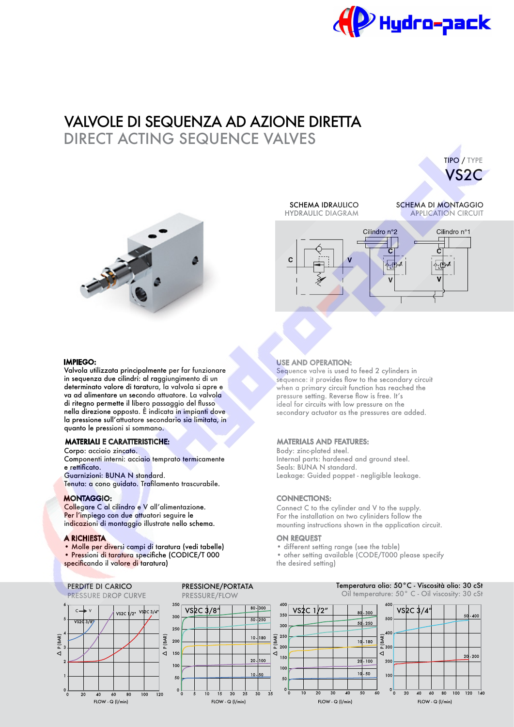# VALVOLE DI SEQUENZA AD AZIONE DIRETTA

## DIRECT ACTING SEQUENCE VALVES

TIPO / TYPE

**VS2C**

SCHEMA IDRAULICO
HYDRAULIC DIAGRAM

SCHEMA DI MONTAGGIO
APPLICATION CIRCUIT

### IMPIEGO:

Valvola utilizzata principalmente per far funzionare in sequenza due cilindri: al raggiungimento di un determinato valore di taratura, la valvola si apre e va ad alimentare un secondo attuatore. La valvola di ritegno permette il libero passaggio del flusso nella direzione opposta. È indicata in impianti dove la pressione sull'attuatore secondario sia limitata, in quanto le pressioni si sommano.

### USE AND OPERATION:

Sequence valve is used to feed 2 cylinders in sequence: it provides flow to the secondary circuit when a primary circuit function has reached the pressure setting. Reverse flow is free. It's ideal for circuits with low pressure on the secondary actuator as the pressures are added.

### MATERIALI E CARATTERISTICHE:

Corpo: acciaio zincato.
Componenti interni: acciaio temprato termicamente e rettificato.
Guarnizioni: BUNA N standard.
Tenuta: a cono guidato. Trafilamento trascurabile.

### MATERIALS AND FEATURES:

Body: zinc-plated steel.
Internal parts: hardened and ground steel.
Seals: BUNA N standard.
Leakage: Guided poppet - negligible leakage.

### MONTAGGIO:

Collegare C al cilindro e V all'alimentazione.
Per l'impiego con due attuatori seguire le indicazioni di montaggio illustrate nello schema.

### CONNECTIONS:

Connect C to the cylinder and V to the supply.
For the installation on two cyliniders follow the mounting instructions shown in the application circuit.

### A RICHIESTA

- Molle per diversi campi di taratura (vedi tabelle)
- Pressioni di taratura specifiche (CODICE/T 000 specificando il valore di taratura)

### ON REQUEST

- different setting range (see the table)
- other setting available (CODE/T000 please specify the desired setting)

PERDITE DI CARICO
PRESSURE DROP CURVE

PRESSIONE/PORTATA
PRESSURE/FLOW

Temperatura olio: 50°C - Viscosità olio: 30 cSt
Oil temperature: 50° C - Oil viscosity: 30 cSt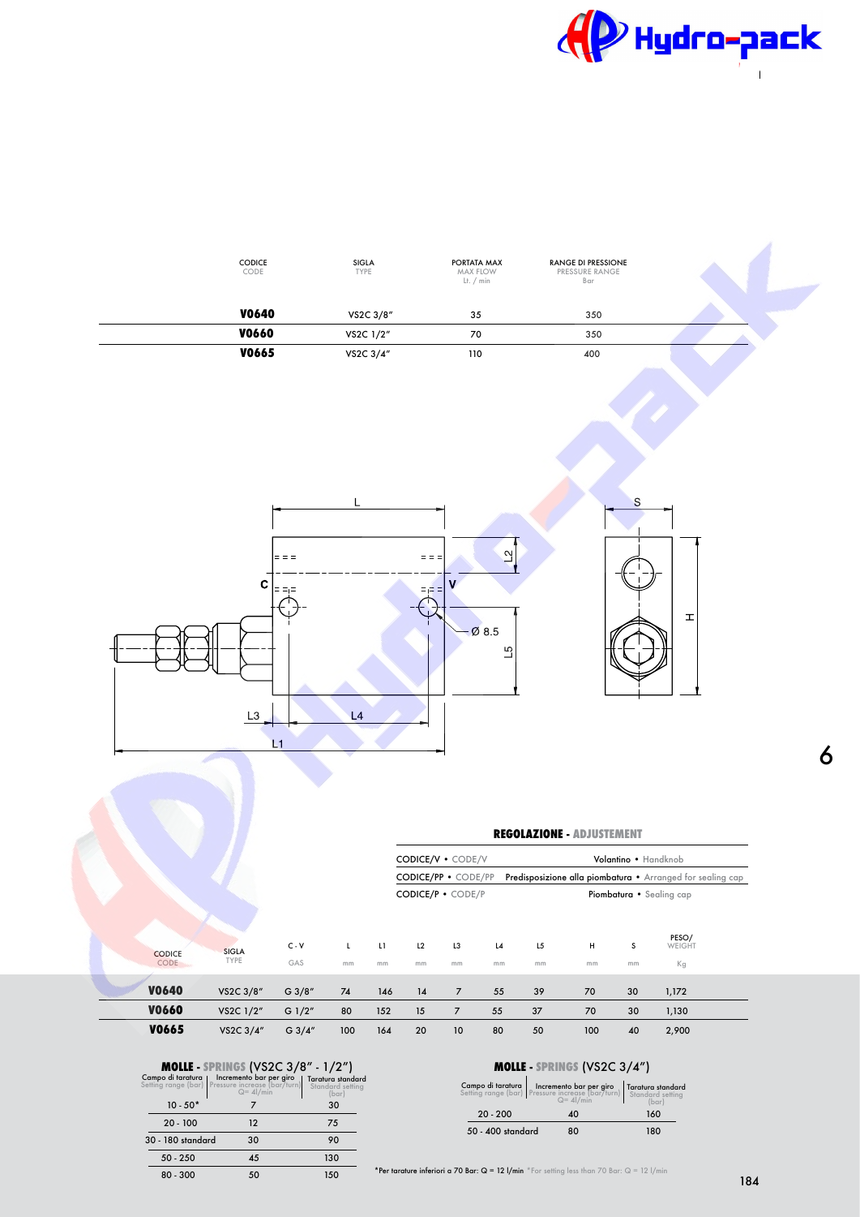| CODICE CODE | SIGLA TYPE | PORTATA MAX MAX FLOW Lt. / min | RANGE DI PRESSIONE PRESSURE RANGE Bar |
|---|---|---|---|
| **V0640** | VS2C 3/8" | 35 | 350 |
| **V0660** | VS2C 1/2" | 70 | 350 |
| **V0665** | VS2C 3/4" | 110 | 400 |

L
L2
S
C
V
Ø 8.5
L5
H
L3
L4
L1

6

**REGOLAZIONE - ADJUSTEMENT**

| | |
|---|---|
| CODICE/V • CODE/V | Volantino • Handknob |
| CODICE/PP • CODE/PP | Predisposizione alla piombatura • Arranged for sealing cap |
| CODICE/P • CODE/P | Piombatura • Sealing cap |

| CODICE CODE | SIGLA TYPE | C - V GAS | L mm | L1 mm | L2 mm | L3 mm | L4 mm | L5 mm | H mm | S mm | PESO/ WEIGHT Kg |
|---|---|---|---|---|---|---|---|---|---|---|---|
| **V0640** | VS2C 3/8" | G 3/8" | 74 | 146 | 14 | 7 | 55 | 39 | 70 | 30 | 1,172 |
| **V0660** | VS2C 1/2" | G 1/2" | 80 | 152 | 15 | 7 | 55 | 37 | 70 | 30 | 1,130 |
| **V0665** | VS2C 3/4" | G 3/4" | 100 | 164 | 20 | 10 | 80 | 50 | 100 | 40 | 2,900 |

**MOLLE - SPRINGS (VS2C 3/8" - 1/2")**

| Campo di taratura Setting range (bar) | Incremento bar per giro Pressure increase (bar/turn) Q= 4l/min | Taratura standard Standard setting (bar) |
|---|---|---|
| 10 - 50* | 7 | 30 |
| 20 - 100 | 12 | 75 |
| 30 - 180 standard | 30 | 90 |
| 50 - 250 | 45 | 130 |
| 80 - 300 | 50 | 150 |

**MOLLE - SPRINGS (VS2C 3/4")**

| Campo di taratura Setting range (bar) | Incremento bar per giro Pressure increase (bar/turn) Q= 4l/min | Taratura standard Standard setting (bar) |
|---|---|---|
| 20 - 200 | 40 | 160 |
| 50 - 400 standard | 80 | 180 |

*Per tarature inferiori a 70 Bar: Q = 12 l/min *For setting less than 70 Bar: Q = 12 l/min